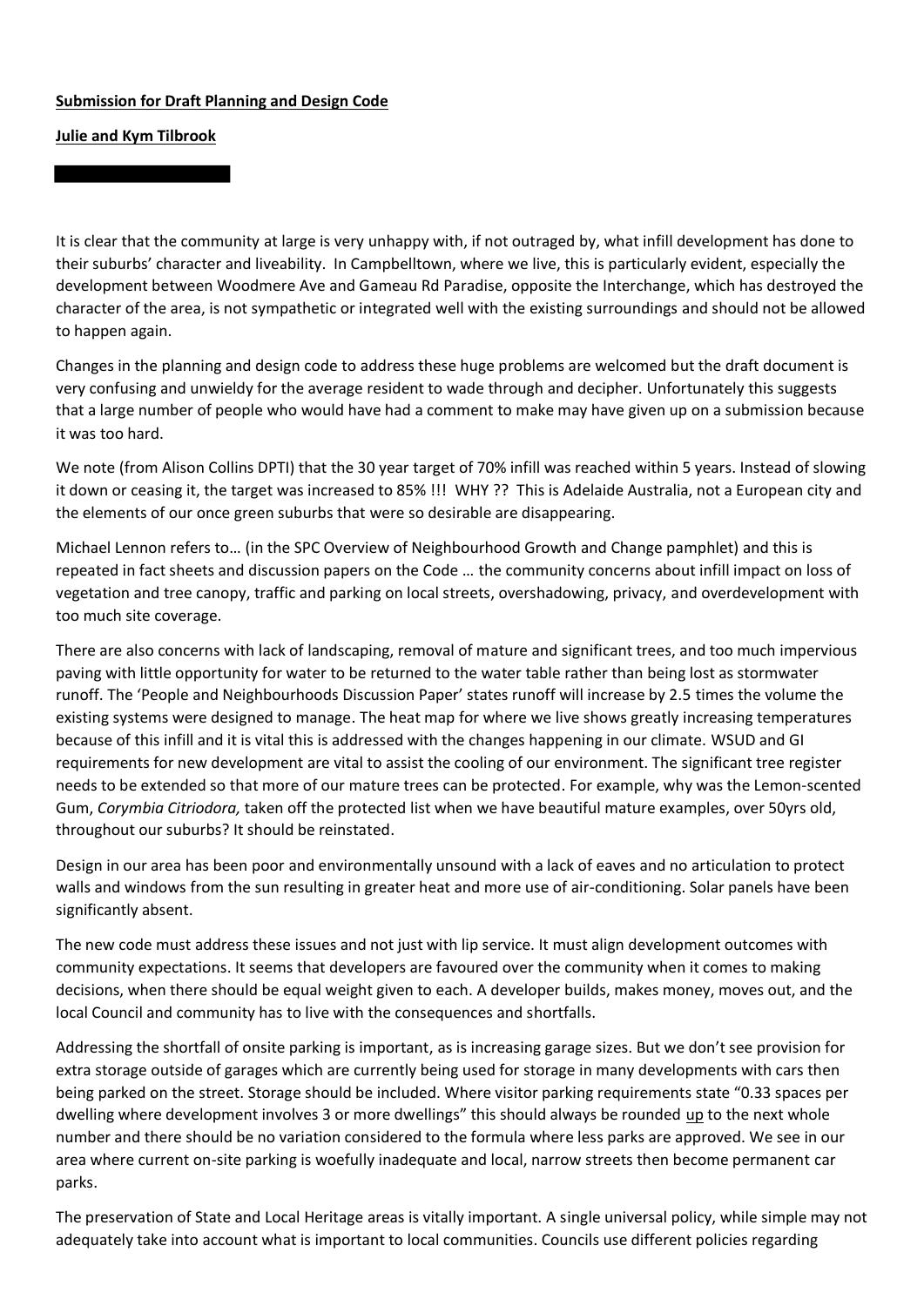**Submission for Draft Planning and Design Code**

**Julie and Kym Tilbrook**

It is clear that the community at large is very unhappy with, if not outraged by, what infill development has done to their suburbs' character and liveability. In Campbelltown, where we live, this is particularly evident, especially the development between Woodmere Ave and Gameau Rd Paradise, opposite the Interchange, which has destroyed the character of the area, is not sympathetic or integrated well with the existing surroundings and should not be allowed to happen again.

Changes in the planning and design code to address these huge problems are welcomed but the draft document is very confusing and unwieldy for the average resident to wade through and decipher. Unfortunately this suggests that a large number of people who would have had a comment to make may have given up on a submission because it was too hard.

We note (from Alison Collins DPTI) that the 30 year target of 70% infill was reached within 5 years. Instead of slowing it down or ceasing it, the target was increased to 85% !!! WHY ?? This is Adelaide Australia, not a European city and the elements of our once green suburbs that were so desirable are disappearing.

Michael Lennon refers to… (in the SPC Overview of Neighbourhood Growth and Change pamphlet) and this is repeated in fact sheets and discussion papers on the Code … the community concerns about infill impact on loss of vegetation and tree canopy, traffic and parking on local streets, overshadowing, privacy, and overdevelopment with too much site coverage.

There are also concerns with lack of landscaping, removal of mature and significant trees, and too much impervious paving with little opportunity for water to be returned to the water table rather than being lost as stormwater runoff. The 'People and Neighbourhoods Discussion Paper' states runoff will increase by 2.5 times the volume the existing systems were designed to manage. The heat map for where we live shows greatly increasing temperatures because of this infill and it is vital this is addressed with the changes happening in our climate. WSUD and GI requirements for new development are vital to assist the cooling of our environment. The significant tree register needs to be extended so that more of our mature trees can be protected. For example, why was the Lemon-scented Gum, *Corymbia Citriodora,* taken off the protected list when we have beautiful mature examples, over 50yrs old, throughout our suburbs? It should be reinstated.

Design in our area has been poor and environmentally unsound with a lack of eaves and no articulation to protect walls and windows from the sun resulting in greater heat and more use of air-conditioning. Solar panels have been significantly absent.

The new code must address these issues and not just with lip service. It must align development outcomes with community expectations. It seems that developers are favoured over the community when it comes to making decisions, when there should be equal weight given to each. A developer builds, makes money, moves out, and the local Council and community has to live with the consequences and shortfalls.

Addressing the shortfall of onsite parking is important, as is increasing garage sizes. But we don't see provision for extra storage outside of garages which are currently being used for storage in many developments with cars then being parked on the street. Storage should be included. Where visitor parking requirements state "0.33 spaces per dwelling where development involves 3 or more dwellings" this should always be rounded up to the next whole number and there should be no variation considered to the formula where less parks are approved. We see in our area where current on-site parking is woefully inadequate and local, narrow streets then become permanent car parks.

The preservation of State and Local Heritage areas is vitally important. A single universal policy, while simple may not adequately take into account what is important to local communities. Councils use different policies regarding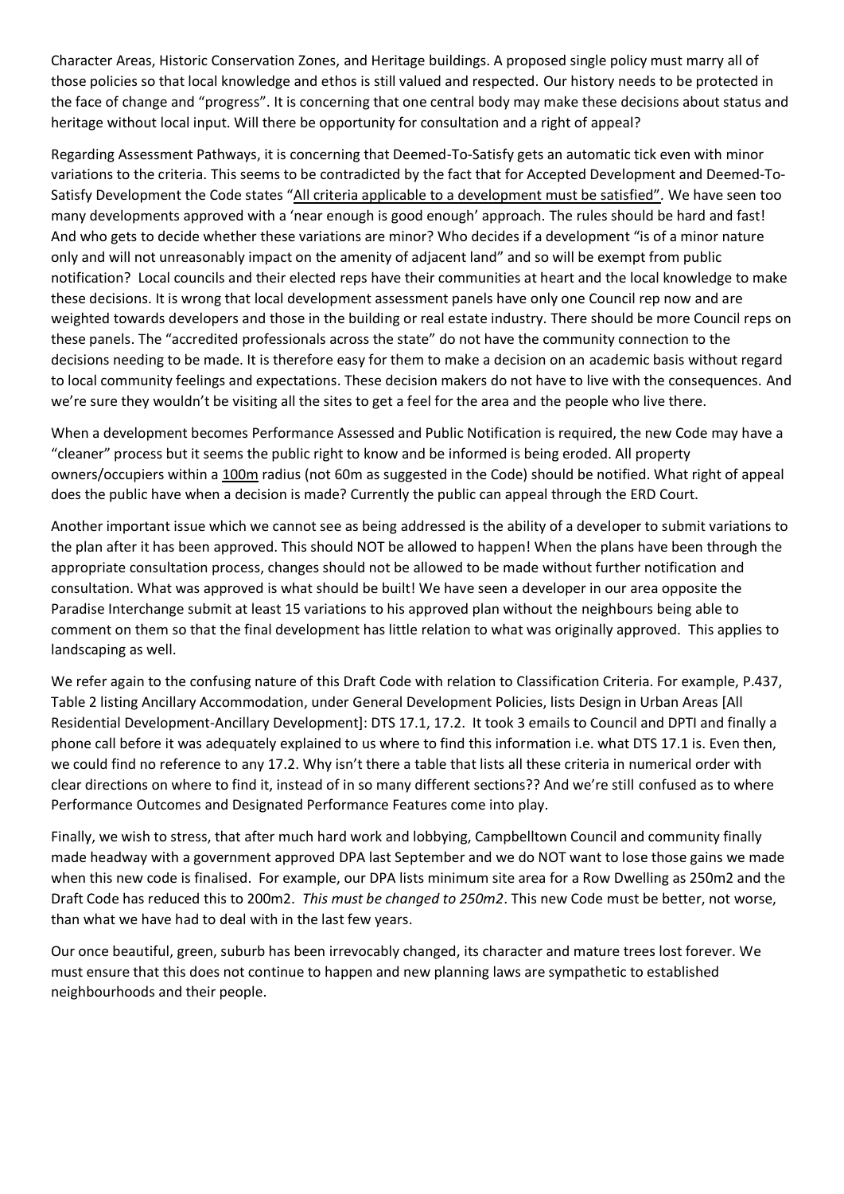Character Areas, Historic Conservation Zones, and Heritage buildings. A proposed single policy must marry all of those policies so that local knowledge and ethos is still valued and respected. Our history needs to be protected in the face of change and "progress". It is concerning that one central body may make these decisions about status and heritage without local input. Will there be opportunity for consultation and a right of appeal?

Regarding Assessment Pathways, it is concerning that Deemed-To-Satisfy gets an automatic tick even with minor variations to the criteria. This seems to be contradicted by the fact that for Accepted Development and Deemed-To-Satisfy Development the Code states "<u>All criteria applicable to a development must be satisfied</u>". We have seen too many developments approved with a 'near enough is good enough' approach. The rules should be hard and fast! And who gets to decide whether these variations are minor? Who decides if a development "is of a minor nature only and will not unreasonably impact on the amenity of adjacent land" and so will be exempt from public notification? Local councils and their elected reps have their communities at heart and the local knowledge to make these decisions. It is wrong that local development assessment panels have only one Council rep now and are weighted towards developers and those in the building or real estate industry. There should be more Council reps on these panels. The "accredited professionals across the state" do not have the community connection to the decisions needing to be made. It is therefore easy for them to make a decision on an academic basis without regard to local community feelings and expectations. These decision makers do not have to live with the consequences. And we're sure they wouldn't be visiting all the sites to get a feel for the area and the people who live there.

When a development becomes Performance Assessed and Public Notification is required, the new Code may have a "cleaner" process but it seems the public right to know and be informed is being eroded. All property owners/occupiers within a <u>100m</u> radius (not 60m as suggested in the Code) should be notified. What right of appeal does the public have when a decision is made? Currently the public can appeal through the ERD Court.

Another important issue which we cannot see as being addressed is the ability of a developer to submit variations to the plan after it has been approved. This should NOT be allowed to happen! When the plans have been through the appropriate consultation process, changes should not be allowed to be made without further notification and consultation. What was approved is what should be built! We have seen a developer in our area opposite the Paradise Interchange submit at least 15 variations to his approved plan without the neighbours being able to comment on them so that the final development has little relation to what was originally approved. This applies to landscaping as well.

We refer again to the confusing nature of this Draft Code with relation to Classification Criteria. For example, P.437, Table 2 listing Ancillary Accommodation, under General Development Policies, lists Design in Urban Areas [All Residential Development-Ancillary Development]: DTS 17.1, 17.2. It took 3 emails to Council and DPTI and finally a phone call before it was adequately explained to us where to find this information i.e. what DTS 17.1 is. Even then, we could find no reference to any 17.2. Why isn't there a table that lists all these criteria in numerical order with clear directions on where to find it, instead of in so many different sections?? And we're still confused as to where Performance Outcomes and Designated Performance Features come into play.

Finally, we wish to stress, that after much hard work and lobbying, Campbelltown Council and community finally made headway with a government approved DPA last September and we do NOT want to lose those gains we made when this new code is finalised. For example, our DPA lists minimum site area for a Row Dwelling as 250m2 and the Draft Code has reduced this to 200m2. *This must be changed to 250m2*. This new Code must be better, not worse, than what we have had to deal with in the last few years.

Our once beautiful, green, suburb has been irrevocably changed, its character and mature trees lost forever. We must ensure that this does not continue to happen and new planning laws are sympathetic to established neighbourhoods and their people.